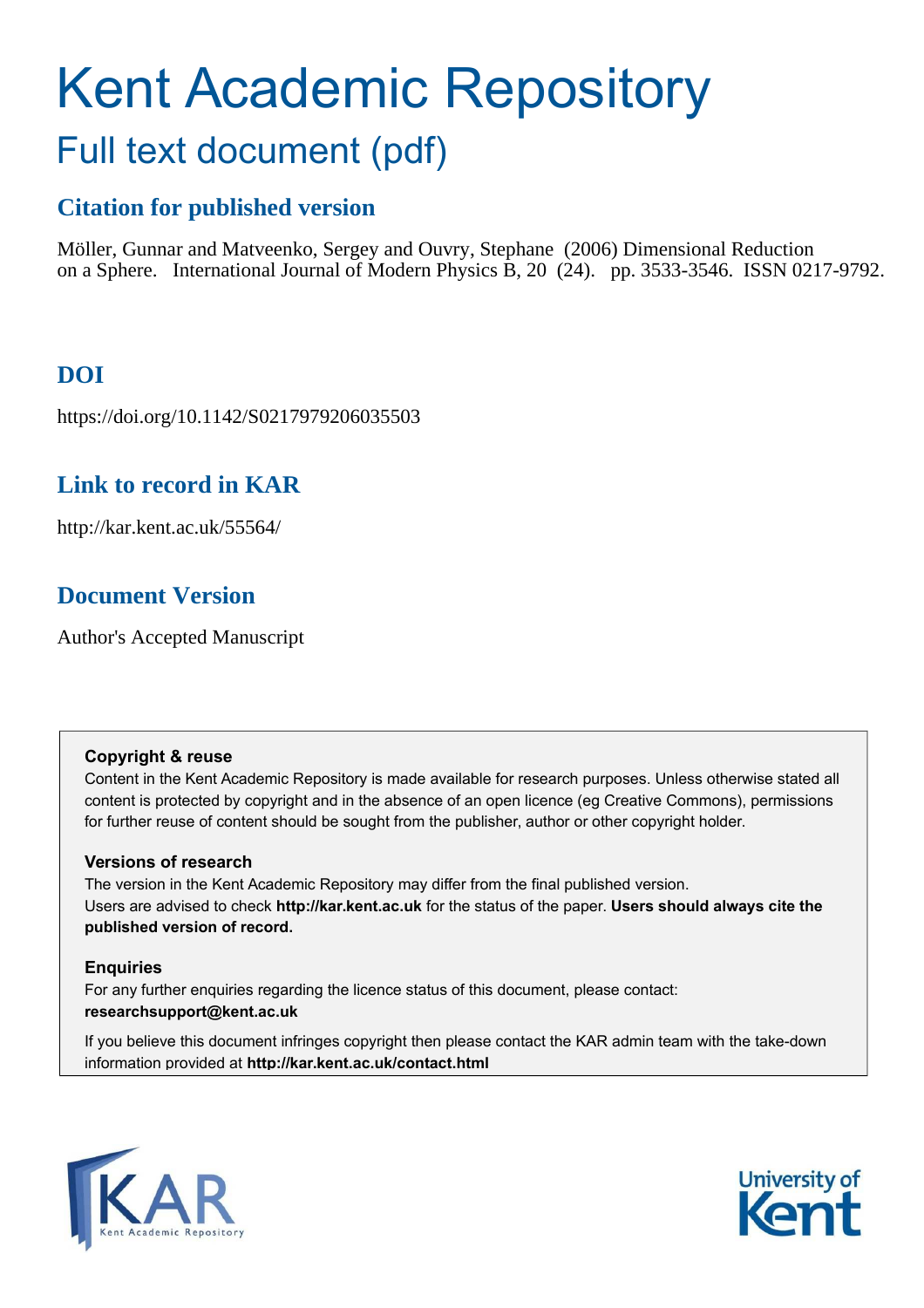# Kent Academic Repository

## Full text document (pdf)

### Citation for published version

Möller, Gunnar and Matveenko, Sergey and Ouvry, Stephane (2006) Dimensional Reduction on a Sphere. International Journal of Modern Physics B, 20 (24). pp. 3533-3546. ISSN 0217-9792.

### DOI

https://doi.org/10.1142/S0217979206035503

### Link to record in KAR

http://kar.kent.ac.uk/55564/

### Document Version

Author's Accepted Manuscript

**Copyright & reuse**

Content in the Kent Academic Repository is made available for research purposes. Unless otherwise stated all content is protected by copyright and in the absence of an open licence (eg Creative Commons), permissions for further reuse of content should be sought from the publisher, author or other copyright holder.

**Versions of research**

The version in the Kent Academic Repository may differ from the final published version.
Users are advised to check **http://kar.kent.ac.uk** for the status of the paper. **Users should always cite the published version of record.**

**Enquiries**

For any further enquiries regarding the licence status of this document, please contact:
**researchsupport@kent.ac.uk**

If you believe this document infringes copyright then please contact the KAR admin team with the take-down information provided at **http://kar.kent.ac.uk/contact.html**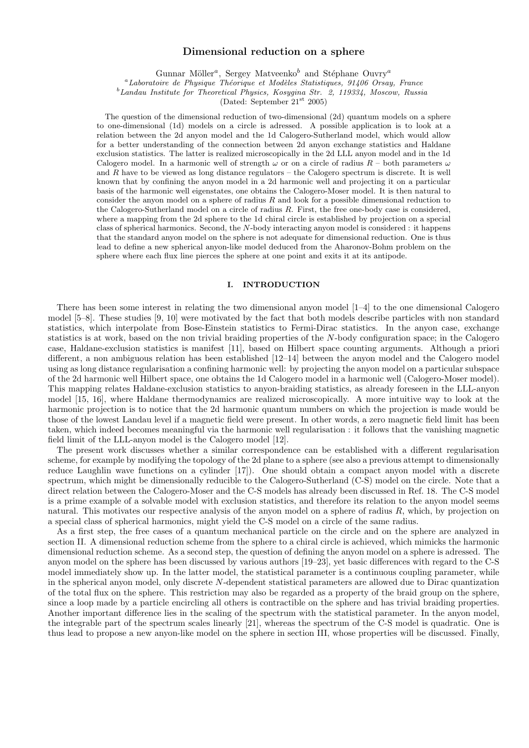# Dimensional reduction on a sphere

Gunnar Möller[a], Sergey Matveenko[b] and Stéphane Ouvry[a]

[a] *Laboratoire de Physique Théorique et Modèles Statistiques, 91406 Orsay, France*

[b] *Landau Institute for Theoretical Physics, Kosygina Str. 2, 119334, Moscow, Russia*

(Dated: September 21[st] 2005)

The question of the dimensional reduction of two-dimensional (2d) quantum models on a sphere to one-dimensional (1d) models on a circle is adressed. A possible application is to look at a relation between the 2d anyon model and the 1d Calogero-Sutherland model, which would allow for a better understanding of the connection between 2d anyon exchange statistics and Haldane exclusion statistics. The latter is realized microscopically in the 2d LLL anyon model and in the 1d Calogero model. In a harmonic well of strength $\omega$ or on a circle of radius $R$ – both parameters $\omega$ and $R$ have to be viewed as long distance regulators – the Calogero spectrum is discrete. It is well known that by confining the anyon model in a 2d harmonic well and projecting it on a particular basis of the harmonic well eigenstates, one obtains the Calogero-Moser model. It is then natural to consider the anyon model on a sphere of radius $R$ and look for a possible dimensional reduction to the Calogero-Sutherland model on a circle of radius $R$. First, the free one-body case is considered, where a mapping from the 2d sphere to the 1d chiral circle is established by projection on a special class of spherical harmonics. Second, the $N$-body interacting anyon model is considered : it happens that the standard anyon model on the sphere is not adequate for dimensional reduction. One is thus lead to define a new spherical anyon-like model deduced from the Aharonov-Bohm problem on the sphere where each flux line pierces the sphere at one point and exits it at its antipode.

## I. INTRODUCTION

There has been some interest in relating the two dimensional anyon model [1–4] to the one dimensional Calogero model [5–8]. These studies [9, 10] were motivated by the fact that both models describe particles with non standard statistics, which interpolate from Bose-Einstein statistics to Fermi-Dirac statistics. In the anyon case, exchange statistics is at work, based on the non trivial braiding properties of the $N$-body configuration space; in the Calogero case, Haldane-exclusion statistics is manifest [11], based on Hilbert space counting arguments. Although a priori different, a non ambiguous relation has been established [12–14] between the anyon model and the Calogero model using as long distance regularisation a confining harmonic well: by projecting the anyon model on a particular subspace of the 2d harmonic well Hilbert space, one obtains the 1d Calogero model in a harmonic well (Calogero-Moser model). This mapping relates Haldane-exclusion statistics to anyon-braiding statistics, as already foreseen in the LLL-anyon model [15, 16], where Haldane thermodynamics are realized microscopically. A more intuitive way to look at the harmonic projection is to notice that the 2d harmonic quantum numbers on which the projection is made would be those of the lowest Landau level if a magnetic field were present. In other words, a zero magnetic field limit has been taken, which indeed becomes meaningful via the harmonic well regularisation : it follows that the vanishing magnetic field limit of the LLL-anyon model is the Calogero model [12].

The present work discusses whether a similar correspondence can be established with a different regularisation scheme, for example by modifying the topology of the 2d plane to a sphere (see also a previous attempt to dimensionally reduce Laughlin wave functions on a cylinder [17]). One should obtain a compact anyon model with a discrete spectrum, which might be dimensionally reducible to the Calogero-Sutherland (C-S) model on the circle. Note that a direct relation between the Calogero-Moser and the C-S models has already been discussed in Ref. 18. The C-S model is a prime example of a solvable model with exclusion statistics, and therefore its relation to the anyon model seems natural. This motivates our respective analysis of the anyon model on a sphere of radius $R$, which, by projection on a special class of spherical harmonics, might yield the C-S model on a circle of the same radius.

As a first step, the free cases of a quantum mechanical particle on the circle and on the sphere are analyzed in section II. A dimensional reduction scheme from the sphere to a chiral circle is achieved, which mimicks the harmonic dimensional reduction scheme. As a second step, the question of defining the anyon model on a sphere is adressed. The anyon model on the sphere has been discussed by various authors [19–23], yet basic differences with regard to the C-S model immediately show up. In the latter model, the statistical parameter is a continuous coupling parameter, while in the spherical anyon model, only discrete $N$-dependent statistical parameters are allowed due to Dirac quantization of the total flux on the sphere. This restriction may also be regarded as a property of the braid group on the sphere, since a loop made by a particle encircling all others is contractible on the sphere and has trivial braiding properties. Another important difference lies in the scaling of the spectrum with the statistical parameter. In the anyon model, the integrable part of the spectrum scales linearly [21], whereas the spectrum of the C-S model is quadratic. One is thus lead to propose a new anyon-like model on the sphere in section III, whose properties will be discussed. Finally,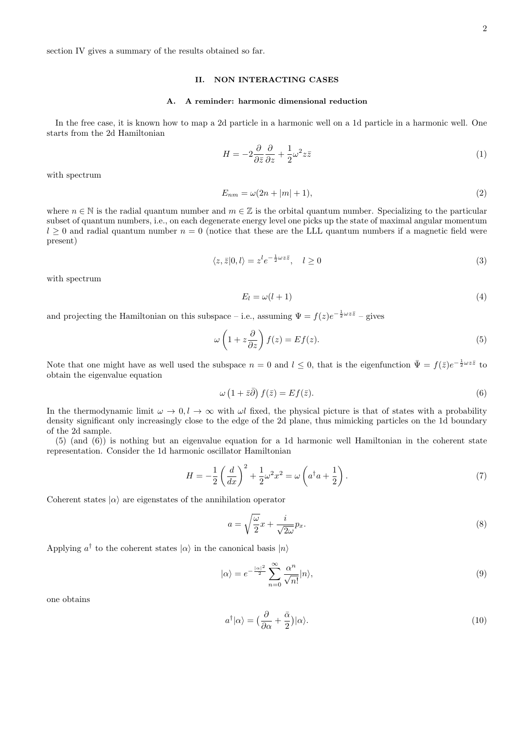section IV gives a summary of the results obtained so far.

## II. NON INTERACTING CASES

### A. A reminder: harmonic dimensional reduction

In the free case, it is known how to map a 2d particle in a harmonic well on a 1d particle in a harmonic well. One starts from the 2d Hamiltonian

$$H = -2\frac{\partial}{\partial \bar{z}}\frac{\partial}{\partial z} + \frac{1}{2}\omega^2 z\bar{z} \tag{1}$$

with spectrum

$$E_{nm} = \omega(2n + |m| + 1), \tag{2}$$

where $n \in \mathbb{N}$ is the radial quantum number and $m \in \mathbb{Z}$ is the orbital quantum number. Specializing to the particular subset of quantum numbers, i.e., on each degenerate energy level one picks up the state of maximal angular momentum $l \geq 0$ and radial quantum number $n = 0$ (notice that these are the LLL quantum numbers if a magnetic field were present)

$$\langle z, \bar{z}|0, l\rangle = z^l e^{-\frac{1}{2}\omega z\bar{z}}, \quad l \geq 0 \tag{3}$$

with spectrum

$$E_l = \omega(l + 1) \tag{4}$$

and projecting the Hamiltonian on this subspace – i.e., assuming $\Psi = f(z)e^{-\frac{1}{2}\omega z\bar{z}}$ – gives

$$\omega\left(1 + z\frac{\partial}{\partial z}\right) f(z) = Ef(z). \tag{5}$$

Note that one might have as well used the subspace $n = 0$ and $l \leq 0$, that is the eigenfunction $\bar{\Psi} = f(\bar{z})e^{-\frac{1}{2}\omega z\bar{z}}$ to obtain the eigenvalue equation

$$\omega\left(1 + \bar{z}\bar{\partial}\right) f(\bar{z}) = Ef(\bar{z}). \tag{6}$$

In the thermodynamic limit $\omega \to 0, l \to \infty$ with $\omega l$ fixed, the physical picture is that of states with a probability density significant only increasingly close to the edge of the 2d plane, thus mimicking particles on the 1d boundary of the 2d sample.

(5) (and (6)) is nothing but an eigenvalue equation for a 1d harmonic well Hamiltonian in the coherent state representation. Consider the 1d harmonic oscillator Hamiltonian

$$H = -\frac{1}{2}\left(\frac{d}{dx}\right)^2 + \frac{1}{2}\omega^2 x^2 = \omega\left(a^\dagger a + \frac{1}{2}\right). \tag{7}$$

Coherent states $|\alpha\rangle$ are eigenstates of the annihilation operator

$$a = \sqrt{\frac{\omega}{2}}x + \frac{i}{\sqrt{2\omega}}p_x. \tag{8}$$

Applying $a^\dagger$ to the coherent states $|\alpha\rangle$ in the canonical basis $|n\rangle$

$$|\alpha\rangle = e^{-\frac{|\alpha|^2}{2}}\sum_{n=0}^{\infty}\frac{\alpha^n}{\sqrt{n!}}|n\rangle, \tag{9}$$

one obtains

$$a^\dagger|\alpha\rangle = \left(\frac{\partial}{\partial\alpha} + \frac{\bar{\alpha}}{2}\right)|\alpha\rangle. \tag{10}$$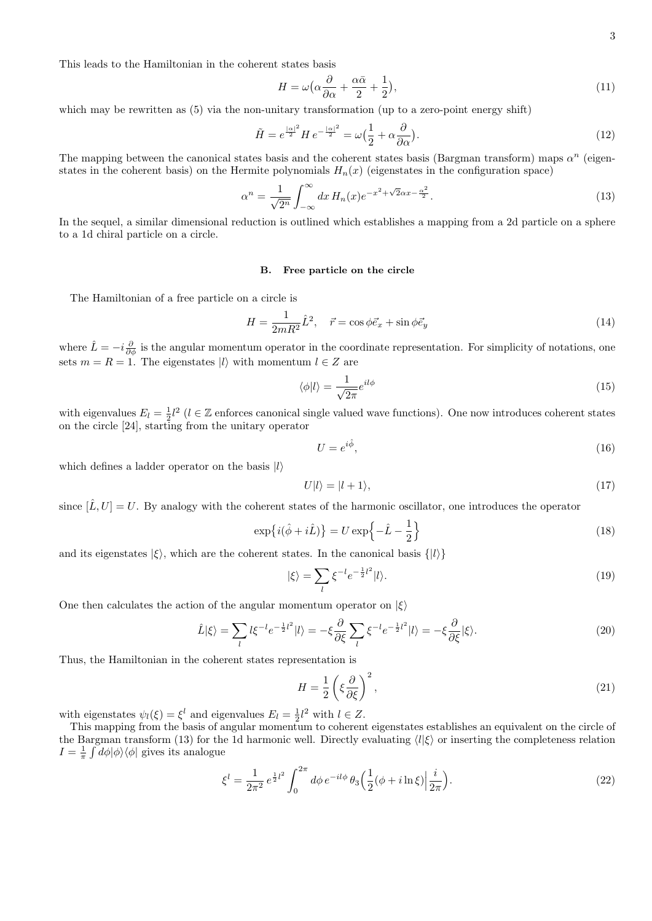This leads to the Hamiltonian in the coherent states basis

$$H = \omega\big(\alpha\frac{\partial}{\partial\alpha} + \frac{\alpha\bar{\alpha}}{2} + \frac{1}{2}\big), \tag{11}$$

which may be rewritten as (5) via the non-unitary transformation (up to a zero-point energy shift)

$$\tilde{H} = e^{\frac{|\alpha|^2}{2}}\, H\, e^{-\frac{|\alpha|^2}{2}} = \omega\big(\frac{1}{2} + \alpha\frac{\partial}{\partial\alpha}\big). \tag{12}$$

The mapping between the canonical states basis and the coherent states basis (Bargman transform) maps $\alpha^n$ (eigenstates in the coherent basis) on the Hermite polynomials $H_n(x)$ (eigenstates in the configuration space)

$$\alpha^n = \frac{1}{\sqrt{2^n}}\int_{-\infty}^{\infty} dx\, H_n(x) e^{-x^2+\sqrt{2}\alpha x-\frac{\alpha^2}{2}}. \tag{13}$$

In the sequel, a similar dimensional reduction is outlined which establishes a mapping from a 2d particle on a sphere to a 1d chiral particle on a circle.

### B. Free particle on the circle

The Hamiltonian of a free particle on a circle is

$$H = \frac{1}{2mR^2}\hat{L}^2, \quad \vec{r} = \cos\phi\vec{e}_x + \sin\phi\vec{e}_y \tag{14}$$

where $\hat{L} = -i\frac{\partial}{\partial\phi}$ is the angular momentum operator in the coordinate representation. For simplicity of notations, one sets $m = R = 1$. The eigenstates $|l\rangle$ with momentum $l \in Z$ are

$$\langle\phi|l\rangle = \frac{1}{\sqrt{2\pi}}e^{il\phi} \tag{15}$$

with eigenvalues $E_l = \frac{1}{2}l^2$ ($l \in \mathbb{Z}$ enforces canonical single valued wave functions). One now introduces coherent states on the circle [24], starting from the unitary operator

$$U = e^{i\hat{\phi}}, \tag{16}$$

which defines a ladder operator on the basis $|l\rangle$

$$U|l\rangle = |l+1\rangle, \tag{17}$$

since $[\hat{L}, U] = U$. By analogy with the coherent states of the harmonic oscillator, one introduces the operator

$$\exp\big\{i(\hat{\phi} + i\hat{L})\big\} = U\exp\Big\{-\hat{L} - \frac{1}{2}\Big\} \tag{18}$$

and its eigenstates $|\xi\rangle$, which are the coherent states. In the canonical basis $\{|l\rangle\}$

$$|\xi\rangle = \sum_l \xi^{-l}e^{-\frac{1}{2}l^2}|l\rangle. \tag{19}$$

One then calculates the action of the angular momentum operator on $|\xi\rangle$

$$\hat{L}|\xi\rangle = \sum_l l\xi^{-l}e^{-\frac{1}{2}l^2}|l\rangle = -\xi\frac{\partial}{\partial\xi}\sum_l \xi^{-l}e^{-\frac{1}{2}l^2}|l\rangle = -\xi\frac{\partial}{\partial\xi}|\xi\rangle. \tag{20}$$

Thus, the Hamiltonian in the coherent states representation is

$$H = \frac{1}{2}\left(\xi\frac{\partial}{\partial\xi}\right)^2, \tag{21}$$

with eigenstates $\psi_l(\xi) = \xi^l$ and eigenvalues $E_l = \frac{1}{2}l^2$ with $l \in Z$.

This mapping from the basis of angular momentum to coherent eigenstates establishes an equivalent on the circle of the Bargman transform (13) for the 1d harmonic well. Directly evaluating $\langle l|\xi\rangle$ or inserting the completeness relation $I = \frac{1}{\pi}\int d\phi|\phi\rangle\langle\phi|$ gives its analogue

$$\xi^l = \frac{1}{2\pi^2}\, e^{\frac{1}{2}l^2}\int_0^{2\pi} d\phi\, e^{-il\phi}\,\theta_3\Big(\frac{1}{2}(\phi + i\ln\xi)\Big|\frac{i}{2\pi}\Big). \tag{22}$$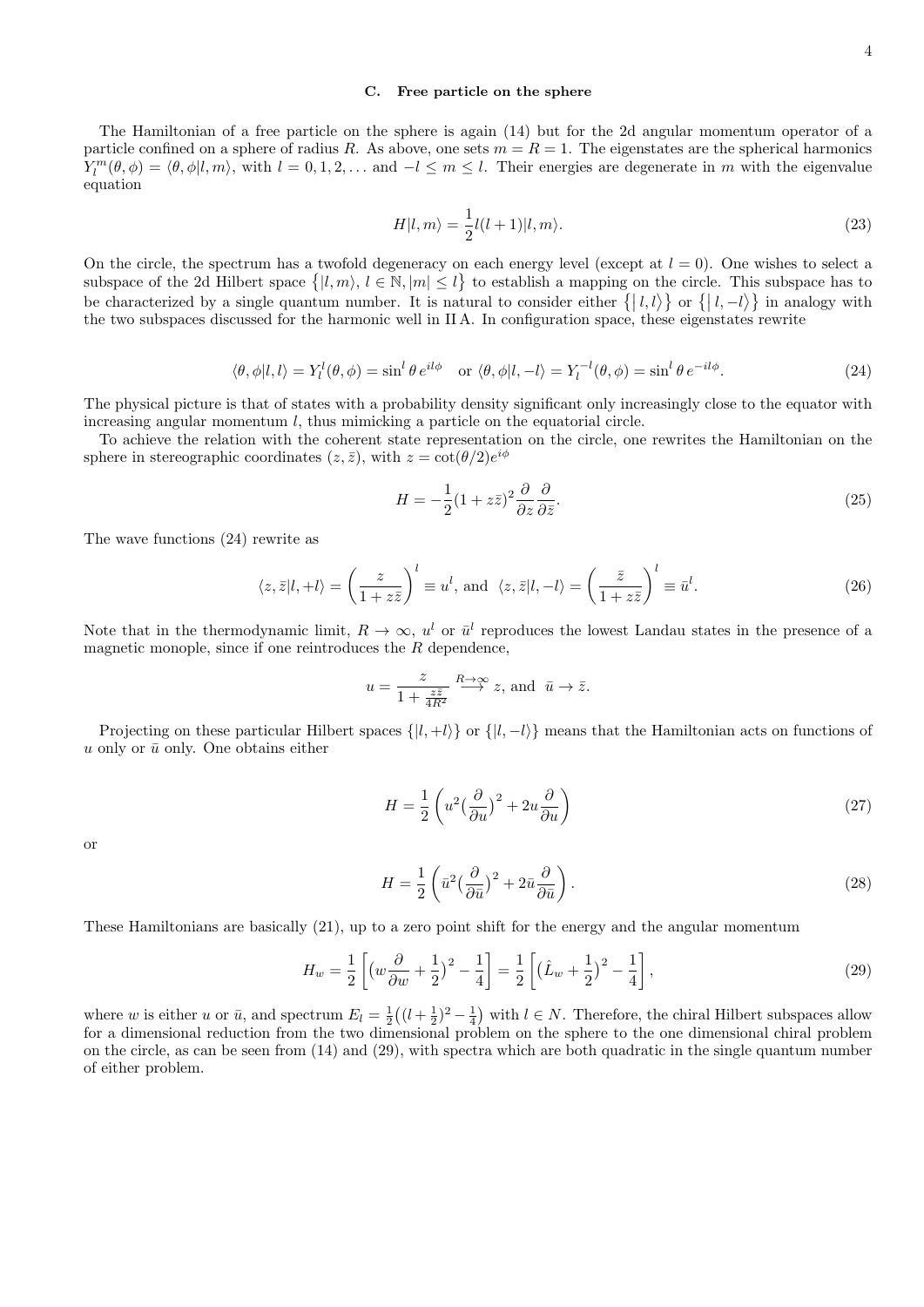### C. Free particle on the sphere

The Hamiltonian of a free particle on the sphere is again (14) but for the 2d angular momentum operator of a particle confined on a sphere of radius $R$. As above, one sets $m = R = 1$. The eigenstates are the spherical harmonics $Y_l^m(\theta, \phi) = \langle \theta, \phi | l, m \rangle$, with $l = 0, 1, 2, \ldots$ and $-l \leq m \leq l$. Their energies are degenerate in $m$ with the eigenvalue equation

$$H|l, m\rangle = \frac{1}{2} l(l+1)|l, m\rangle. \tag{23}$$

On the circle, the spectrum has a twofold degeneracy on each energy level (except at $l = 0$). One wishes to select a subspace of the 2d Hilbert space $\{|l, m\rangle,\ l \in \mathbb{N}, |m| \leq l\}$ to establish a mapping on the circle. This subspace has to be characterized by a single quantum number. It is natural to consider either $\{|\,l, l\rangle\}$ or $\{|\,l, -l\rangle\}$ in analogy with the two subspaces discussed for the harmonic well in II A. In configuration space, these eigenstates rewrite

$$\langle \theta, \phi | l, l\rangle = Y_l^l(\theta, \phi) = \sin^l \theta \, e^{il\phi} \quad \text{or } \langle \theta, \phi | l, -l\rangle = Y_l^{-l}(\theta, \phi) = \sin^l \theta \, e^{-il\phi}. \tag{24}$$

The physical picture is that of states with a probability density significant only increasingly close to the equator with increasing angular momentum $l$, thus mimicking a particle on the equatorial circle.

To achieve the relation with the coherent state representation on the circle, one rewrites the Hamiltonian on the sphere in stereographic coordinates $(z, \bar{z})$, with $z = \cot(\theta/2) e^{i\phi}$

$$H = -\frac{1}{2}(1 + z\bar{z})^2 \frac{\partial}{\partial z} \frac{\partial}{\partial \bar{z}}. \tag{25}$$

The wave functions (24) rewrite as

$$\langle z, \bar{z} | l, +l\rangle = \left(\frac{z}{1 + z\bar{z}}\right)^l \equiv u^l, \text{ and } \langle z, \bar{z} | l, -l\rangle = \left(\frac{\bar{z}}{1 + z\bar{z}}\right)^l \equiv \bar{u}^l. \tag{26}$$

Note that in the thermodynamic limit, $R \to \infty$, $u^l$ or $\bar{u}^l$ reproduces the lowest Landau states in the presence of a magnetic monopole, since if one reintroduces the $R$ dependence,

$$u = \frac{z}{1 + \frac{z\bar{z}}{4R^2}} \overset{R\to\infty}{\longrightarrow} z, \text{ and } \bar{u} \to \bar{z}.$$

Projecting on these particular Hilbert spaces $\{|l, +l\rangle\}$ or $\{|l, -l\rangle\}$ means that the Hamiltonian acts on functions of $u$ only or $\bar{u}$ only. One obtains either

$$H = \frac{1}{2}\left(u^2 \left(\frac{\partial}{\partial u}\right)^2 + 2u \frac{\partial}{\partial u}\right) \tag{27}$$

or

$$H = \frac{1}{2}\left(\bar{u}^2 \left(\frac{\partial}{\partial \bar{u}}\right)^2 + 2\bar{u} \frac{\partial}{\partial \bar{u}}\right). \tag{28}$$

These Hamiltonians are basically (21), up to a zero point shift for the energy and the angular momentum

$$H_w = \frac{1}{2}\left[\left(w \frac{\partial}{\partial w} + \frac{1}{2}\right)^2 - \frac{1}{4}\right] = \frac{1}{2}\left[\left(\hat{L}_w + \frac{1}{2}\right)^2 - \frac{1}{4}\right], \tag{29}$$

where $w$ is either $u$ or $\bar{u}$, and spectrum $E_l = \frac{1}{2}\left((l + \frac{1}{2})^2 - \frac{1}{4}\right)$ with $l \in N$. Therefore, the chiral Hilbert subspaces allow for a dimensional reduction from the two dimensional problem on the sphere to the one dimensional chiral problem on the circle, as can be seen from (14) and (29), with spectra which are both quadratic in the single quantum number of either problem.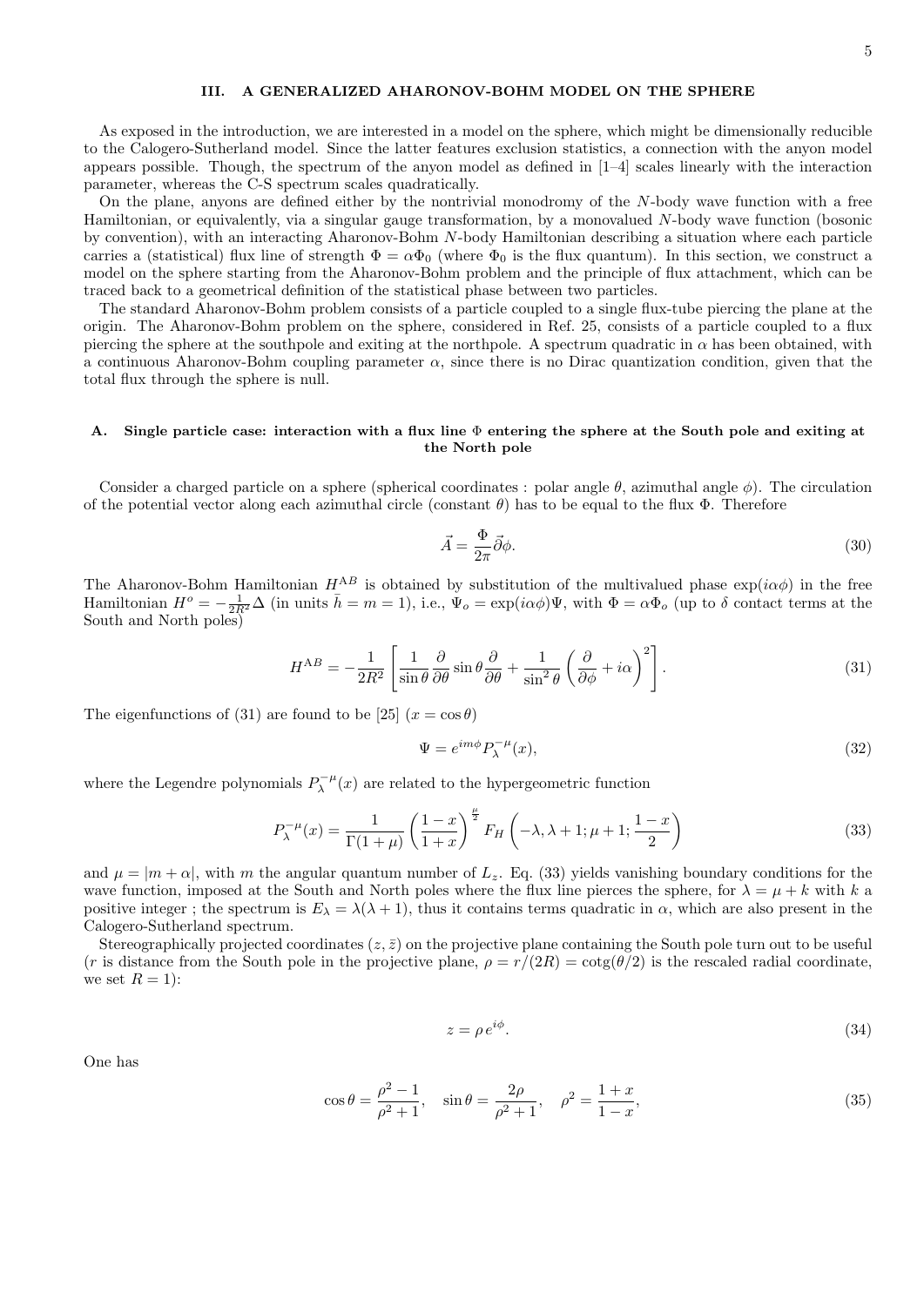## III. A GENERALIZED AHARONOV-BOHM MODEL ON THE SPHERE

As exposed in the introduction, we are interested in a model on the sphere, which might be dimensionally reducible to the Calogero-Sutherland model. Since the latter features exclusion statistics, a connection with the anyon model appears possible. Though, the spectrum of the anyon model as defined in [1–4] scales linearly with the interaction parameter, whereas the C-S spectrum scales quadratically.

On the plane, anyons are defined either by the nontrivial monodromy of the $N$-body wave function with a free Hamiltonian, or equivalently, via a singular gauge transformation, by a monovalued $N$-body wave function (bosonic by convention), with an interacting Aharonov-Bohm $N$-body Hamiltonian describing a situation where each particle carries a (statistical) flux line of strength $\Phi = \alpha\Phi_0$ (where $\Phi_0$ is the flux quantum). In this section, we construct a model on the sphere starting from the Aharonov-Bohm problem and the principle of flux attachment, which can be traced back to a geometrical definition of the statistical phase between two particles.

The standard Aharonov-Bohm problem consists of a particle coupled to a single flux-tube piercing the plane at the origin. The Aharonov-Bohm problem on the sphere, considered in Ref. 25, consists of a particle coupled to a flux piercing the sphere at the southpole and exiting at the northpole. A spectrum quadratic in $\alpha$ has been obtained, with a continuous Aharonov-Bohm coupling parameter $\alpha$, since there is no Dirac quantization condition, given that the total flux through the sphere is null.

### A. Single particle case: interaction with a flux line $\Phi$ entering the sphere at the South pole and exiting at the North pole

Consider a charged particle on a sphere (spherical coordinates : polar angle $\theta$, azimuthal angle $\phi$). The circulation of the potential vector along each azimuthal circle (constant $\theta$) has to be equal to the flux $\Phi$. Therefore

$$\vec{A} = \frac{\Phi}{2\pi}\vec{\partial}\phi. \tag{30}$$

The Aharonov-Bohm Hamiltonian $H^{AB}$ is obtained by substitution of the multivalued phase $\exp(i\alpha\phi)$ in the free Hamiltonian $H^o = -\frac{1}{2R^2}\Delta$ (in units $\hbar = m = 1$), i.e., $\Psi_o = \exp(i\alpha\phi)\Psi$, with $\Phi = \alpha\Phi_o$ (up to $\delta$ contact terms at the South and North poles)

$$H^{\mathrm{AB}} = -\frac{1}{2R^2}\left[\frac{1}{\sin\theta}\frac{\partial}{\partial\theta}\sin\theta\frac{\partial}{\partial\theta} + \frac{1}{\sin^2\theta}\left(\frac{\partial}{\partial\phi} + i\alpha\right)^2\right]. \tag{31}$$

The eigenfunctions of (31) are found to be [25] ($x = \cos\theta$)

$$\Psi = e^{im\phi}P_\lambda^{-\mu}(x), \tag{32}$$

where the Legendre polynomials $P_\lambda^{-\mu}(x)$ are related to the hypergeometric function

$$P_\lambda^{-\mu}(x) = \frac{1}{\Gamma(1+\mu)}\left(\frac{1-x}{1+x}\right)^{\frac{\mu}{2}} F_H\left(-\lambda, \lambda+1; \mu+1; \frac{1-x}{2}\right) \tag{33}$$

and $\mu = |m+\alpha|$, with $m$ the angular quantum number of $L_z$. Eq. (33) yields vanishing boundary conditions for the wave function, imposed at the South and North poles where the flux line pierces the sphere, for $\lambda = \mu + k$ with $k$ a positive integer ; the spectrum is $E_\lambda = \lambda(\lambda+1)$, thus it contains terms quadratic in $\alpha$, which are also present in the Calogero-Sutherland spectrum.

Stereographically projected coordinates $(z, \bar{z})$ on the projective plane containing the South pole turn out to be useful ($r$ is distance from the South pole in the projective plane, $\rho = r/(2R) = \mathrm{cotg}(\theta/2)$ is the rescaled radial coordinate, we set $R = 1$):

$$z = \rho\, e^{i\phi}. \tag{34}$$

One has

$$\cos\theta = \frac{\rho^2-1}{\rho^2+1}, \quad \sin\theta = \frac{2\rho}{\rho^2+1}, \quad \rho^2 = \frac{1+x}{1-x}, \tag{35}$$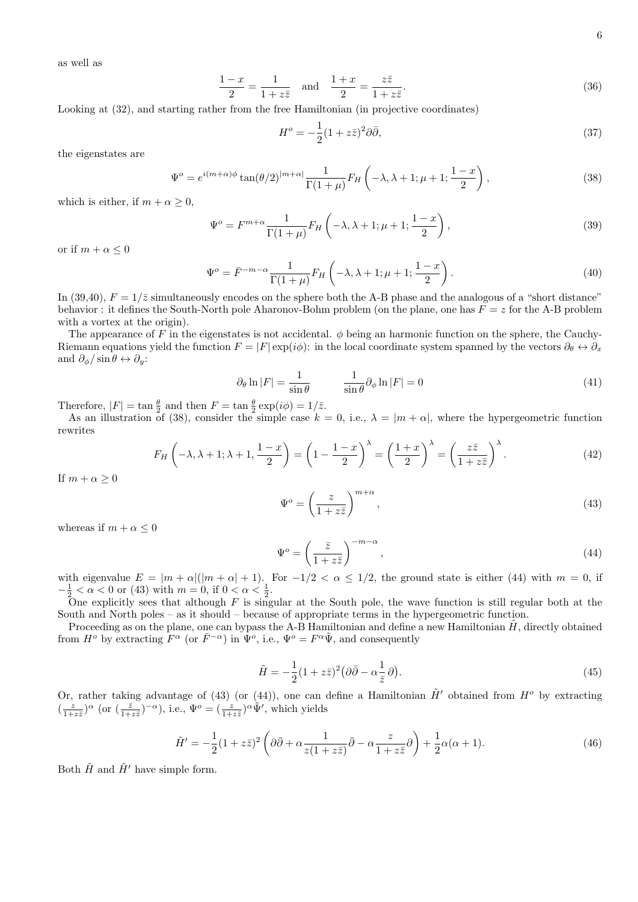as well as

$$\frac{1-x}{2} = \frac{1}{1+z\bar{z}} \quad \text{and} \quad \frac{1+x}{2} = \frac{z\bar{z}}{1+z\bar{z}}. \tag{36}$$

Looking at (32), and starting rather from the free Hamiltonian (in projective coordinates)

$$H^o = -\frac{1}{2}(1+z\bar{z})^2\partial\bar{\partial}, \tag{37}$$

the eigenstates are

$$\Psi^o = e^{i(m+\alpha)\phi}\tan(\theta/2)^{|m+\alpha|}\frac{1}{\Gamma(1+\mu)}F_H\left(-\lambda,\lambda+1;\mu+1;\frac{1-x}{2}\right), \tag{38}$$

which is either, if $m+\alpha \geq 0$,

$$\Psi^o = F^{m+\alpha}\frac{1}{\Gamma(1+\mu)}F_H\left(-\lambda,\lambda+1;\mu+1;\frac{1-x}{2}\right), \tag{39}$$

or if $m+\alpha \leq 0$

$$\Psi^o = \bar{F}^{-m-\alpha}\frac{1}{\Gamma(1+\mu)}F_H\left(-\lambda,\lambda+1;\mu+1;\frac{1-x}{2}\right). \tag{40}$$

In (39,40), $F = 1/\bar{z}$ simultaneously encodes on the sphere both the A-B phase and the analogous of a "short distance" behavior : it defines the South-North pole Aharonov-Bohm problem (on the plane, one has $F = z$ for the A-B problem with a vortex at the origin).

The appearance of $F$ in the eigenstates is not accidental. $\phi$ being an harmonic function on the sphere, the Cauchy-Riemann equations yield the function $F = |F|\exp(i\phi)$: in the local coordinate system spanned by the vectors $\partial_\theta \leftrightarrow \partial_x$ and $\partial_\phi/\sin\theta \leftrightarrow \partial_y$:

$$\partial_\theta \ln|F| = \frac{1}{\sin\theta} \qquad \frac{1}{\sin\theta}\partial_\phi \ln|F| = 0 \tag{41}$$

Therefore, $|F| = \tan\frac{\theta}{2}$ and then $F = \tan\frac{\theta}{2}\exp(i\phi) = 1/\bar{z}$.

As an illustration of (38), consider the simple case $k=0$, i.e., $\lambda = |m+\alpha|$, where the hypergeometric function rewrites

$$F_H\left(-\lambda,\lambda+1;\lambda+1,\frac{1-x}{2}\right) = \left(1-\frac{1-x}{2}\right)^\lambda = \left(\frac{1+x}{2}\right)^\lambda = \left(\frac{z\bar{z}}{1+z\bar{z}}\right)^\lambda. \tag{42}$$

If $m+\alpha \geq 0$

$$\Psi^o = \left(\frac{z}{1+z\bar{z}}\right)^{m+\alpha}, \tag{43}$$

whereas if $m+\alpha \leq 0$

$$\Psi^o = \left(\frac{\bar{z}}{1+z\bar{z}}\right)^{-m-\alpha}, \tag{44}$$

with eigenvalue $E = |m+\alpha|(|m+\alpha|+1)$. For $-1/2 < \alpha \leq 1/2$, the ground state is either (44) with $m=0$, if $-\frac{1}{2} < \alpha < 0$ or (43) with $m=0$, if $0 < \alpha < \frac{1}{2}$.

One explicitly sees that although $F$ is singular at the South pole, the wave function is still regular both at the South and North poles – as it should – because of appropriate terms in the hypergeometric function.

Proceeding as on the plane, one can bypass the A-B Hamiltonian and define a new Hamiltonian $\tilde{H}$, directly obtained from $H^o$ by extracting $F^\alpha$ (or $\bar{F}^{-\alpha}$) in $\Psi^o$, i.e., $\Psi^o = F^\alpha\tilde{\Psi}$, and consequently

$$\tilde{H} = -\frac{1}{2}(1+z\bar{z})^2\big(\partial\bar{\partial} - \alpha\frac{1}{\bar{z}}\,\partial\big). \tag{45}$$

Or, rather taking advantage of (43) (or (44)), one can define a Hamiltonian $\tilde{H}'$ obtained from $H^o$ by extracting $(\frac{z}{1+z\bar{z}})^\alpha$ (or $(\frac{\bar{z}}{1+z\bar{z}})^{-\alpha}$), i.e., $\Psi^o = (\frac{z}{1+z\bar{z}})^\alpha\tilde{\Psi}'$, which yields

$$\tilde{H}' = -\frac{1}{2}(1+z\bar{z})^2\left(\partial\bar{\partial} + \alpha\frac{1}{z(1+z\bar{z})}\bar{\partial} - \alpha\frac{z}{1+z\bar{z}}\partial\right) + \frac{1}{2}\alpha(\alpha+1). \tag{46}$$

Both $\tilde{H}$ and $\tilde{H}'$ have simple form.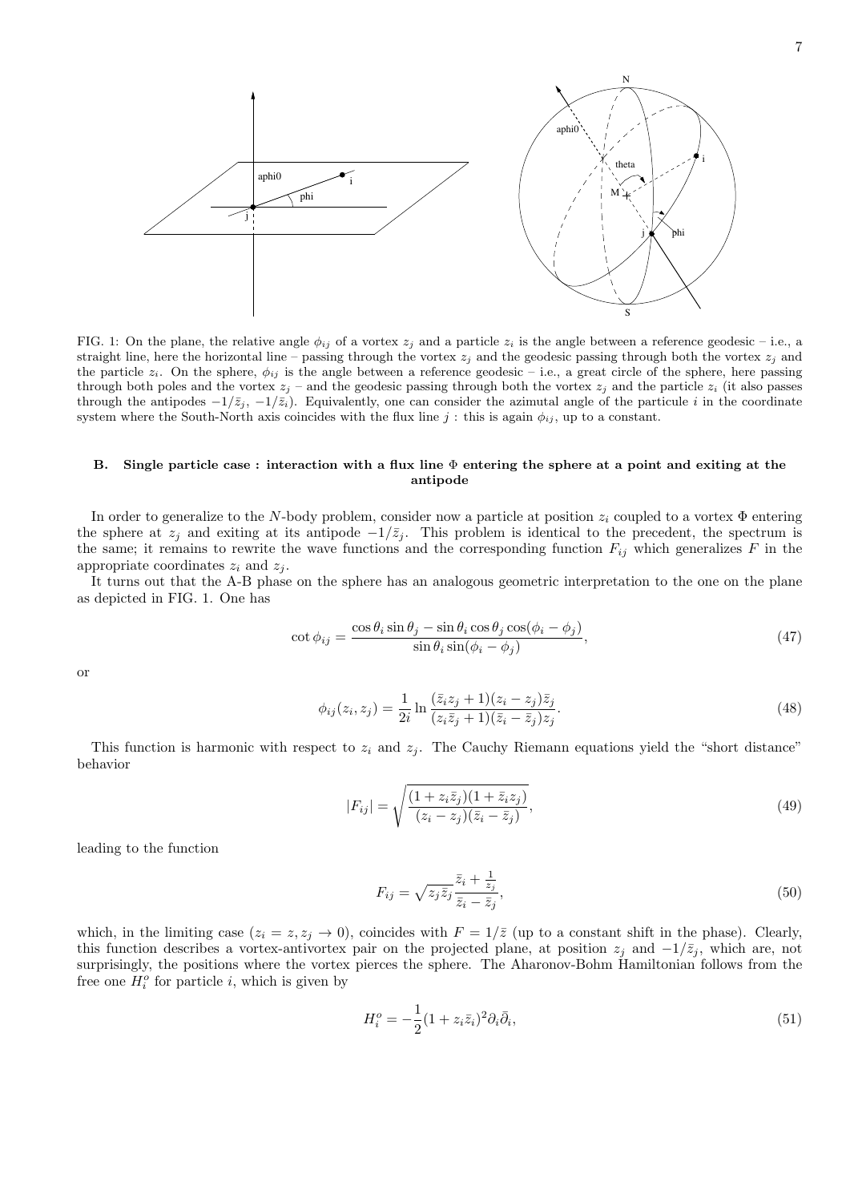FIG. 1: On the plane, the relative angle $\phi_{ij}$ of a vortex $z_j$ and a particle $z_i$ is the angle between a reference geodesic – i.e., a straight line, here the horizontal line – passing through the vortex $z_j$ and the geodesic passing through both the vortex $z_j$ and the particle $z_i$. On the sphere, $\phi_{ij}$ is the angle between a reference geodesic – i.e., a great circle of the sphere, here passing through both poles and the vortex $z_j$ – and the geodesic passing through both the vortex $z_j$ and the particle $z_i$ (it also passes through the antipodes $-1/\bar{z}_j$, $-1/\bar{z}_i$). Equivalently, one can consider the azimutal angle of the particule $i$ in the coordinate system where the South-North axis coincides with the flux line $j$ : this is again $\phi_{ij}$, up to a constant.

### B. Single particle case : interaction with a flux line $\Phi$ entering the sphere at a point and exiting at the antipode

In order to generalize to the $N$-body problem, consider now a particle at position $z_i$ coupled to a vortex $\Phi$ entering the sphere at $z_j$ and exiting at its antipode $-1/\bar{z}_j$. This problem is identical to the precedent, the spectrum is the same; it remains to rewrite the wave functions and the corresponding function $F_{ij}$ which generalizes $F$ in the appropriate coordinates $z_i$ and $z_j$.

It turns out that the A-B phase on the sphere has an analogous geometric interpretation to the one on the plane as depicted in FIG. 1. One has

$$\cot \phi_{ij} = \frac{\cos\theta_i \sin\theta_j - \sin\theta_i \cos\theta_j \cos(\phi_i - \phi_j)}{\sin\theta_i \sin(\phi_i - \phi_j)}, \tag{47}$$

or

$$\phi_{ij}(z_i, z_j) = \frac{1}{2i} \ln \frac{(\bar{z}_i z_j + 1)(z_i - z_j)\bar{z}_j}{(z_i \bar{z}_j + 1)(\bar{z}_i - \bar{z}_j) z_j}. \tag{48}$$

This function is harmonic with respect to $z_i$ and $z_j$. The Cauchy Riemann equations yield the "short distance" behavior

$$|F_{ij}| = \sqrt{\frac{(1 + z_i \bar{z}_j)(1 + \bar{z}_i z_j)}{(z_i - z_j)(\bar{z}_i - \bar{z}_j)}}, \tag{49}$$

leading to the function

$$F_{ij} = \sqrt{z_j \bar{z}_j} \frac{\bar{z}_i + \frac{1}{z_j}}{\bar{z}_i - \bar{z}_j}, \tag{50}$$

which, in the limiting case ($z_i = z, z_j \to 0$), coincides with $F = 1/\bar{z}$ (up to a constant shift in the phase). Clearly, this function describes a vortex-antivortex pair on the projected plane, at position $z_j$ and $-1/\bar{z}_j$, which are, not surprisingly, the positions where the vortex pierces the sphere. The Aharonov-Bohm Hamiltonian follows from the free one $H_i^o$ for particle $i$, which is given by

$$H_i^o = -\frac{1}{2}(1 + z_i \bar{z}_i)^2 \partial_i \bar{\partial}_i, \tag{51}$$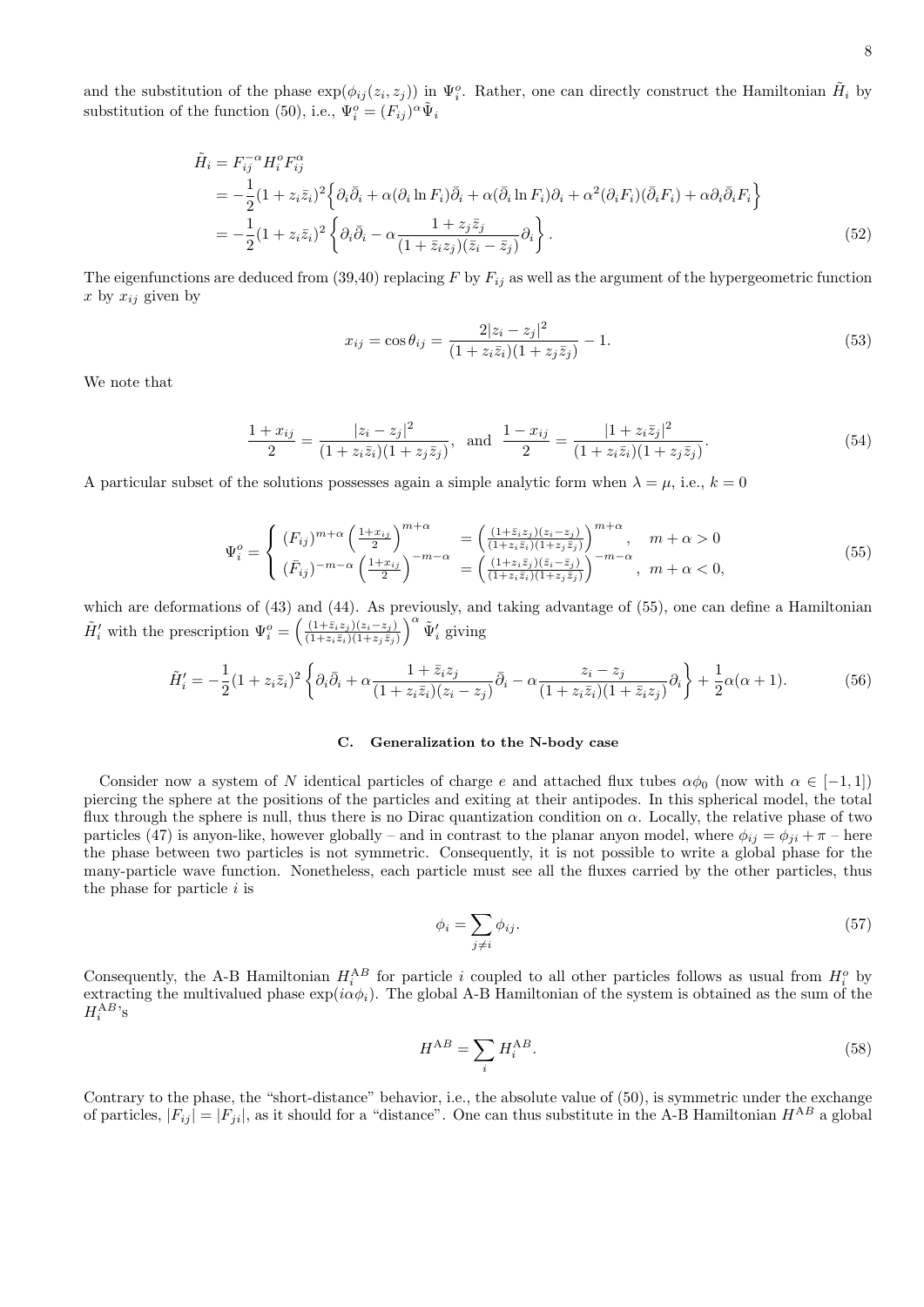and the substitution of the phase $\exp(\phi_{ij}(z_i, z_j))$ in $\Psi_i^o$. Rather, one can directly construct the Hamiltonian $\tilde{H}_i$ by substitution of the function (50), i.e., $\Psi_i^o = (F_{ij})^\alpha \tilde{\Psi}_i$

$$
\begin{aligned}
\tilde{H}_i &= F_{ij}^{-\alpha} H_i^o F_{ij}^\alpha \\
&= -\frac{1}{2}(1+z_i\bar{z}_i)^2 \Big\{ \partial_i \bar{\partial}_i + \alpha(\partial_i \ln F_i)\bar{\partial}_i + \alpha(\bar{\partial}_i \ln F_i)\partial_i + \alpha^2 (\partial_i F_i)(\bar{\partial}_i F_i) + \alpha \partial_i \bar{\partial}_i F_i \Big\} \\
&= -\frac{1}{2}(1+z_i\bar{z}_i)^2 \left\{ \partial_i \bar{\partial}_i - \alpha \frac{1+z_j\bar{z}_j}{(1+\bar{z}_i z_j)(\bar{z}_i - \bar{z}_j)} \partial_i \right\}.
\end{aligned} \tag{52}
$$

The eigenfunctions are deduced from (39,40) replacing $F$ by $F_{ij}$ as well as the argument of the hypergeometric function $x$ by $x_{ij}$ given by

$$
x_{ij} = \cos\theta_{ij} = \frac{2|z_i - z_j|^2}{(1+z_i\bar{z}_i)(1+z_j\bar{z}_j)} - 1. \tag{53}
$$

We note that

$$
\frac{1+x_{ij}}{2} = \frac{|z_i - z_j|^2}{(1+z_i\bar{z}_i)(1+z_j\bar{z}_j)}, \quad \text{and} \quad \frac{1-x_{ij}}{2} = \frac{|1+z_i\bar{z}_j|^2}{(1+z_i\bar{z}_i)(1+z_j\bar{z}_j)}. \tag{54}
$$

A particular subset of the solutions possesses again a simple analytic form when $\lambda = \mu$, i.e., $k = 0$

$$
\Psi_i^o = \begin{cases} (F_{ij})^{m+\alpha} \left(\frac{1+x_{ij}}{2}\right)^{m+\alpha} &= \left(\frac{(1+\bar{z}_i z_j)(z_i - z_j)}{(1+z_i\bar{z}_i)(1+z_j\bar{z}_j)}\right)^{m+\alpha}, \quad m+\alpha > 0 \\ (\bar{F}_{ij})^{-m-\alpha} \left(\frac{1+x_{ij}}{2}\right)^{-m-\alpha} &= \left(\frac{(1+z_i\bar{z}_j)(\bar{z}_i - \bar{z}_j)}{(1+z_i\bar{z}_i)(1+z_j\bar{z}_j)}\right)^{-m-\alpha}, \quad m+\alpha < 0, \end{cases} \tag{55}
$$

which are deformations of (43) and (44). As previously, and taking advantage of (55), one can define a Hamiltonian $\tilde{H}_i'$ with the prescription $\Psi_i^o = \left(\frac{(1+\bar{z}_i z_j)(z_i - z_j)}{(1+z_i\bar{z}_i)(1+z_j\bar{z}_j)}\right)^\alpha \tilde{\Psi}_i'$ giving

$$
\tilde{H}_i' = -\frac{1}{2}(1+z_i\bar{z}_i)^2 \left\{ \partial_i \bar{\partial}_i + \alpha \frac{1+\bar{z}_i z_j}{(1+z_i\bar{z}_i)(z_i - z_j)} \bar{\partial}_i - \alpha \frac{z_i - z_j}{(1+z_i\bar{z}_i)(1+\bar{z}_i z_j)} \partial_i \right\} + \frac{1}{2}\alpha(\alpha+1). \tag{56}
$$

### C. Generalization to the N-body case

Consider now a system of $N$ identical particles of charge $e$ and attached flux tubes $\alpha\phi_0$ (now with $\alpha \in [-1, 1]$) piercing the sphere at the positions of the particles and exiting at their antipodes. In this spherical model, the total flux through the sphere is null, thus there is no Dirac quantization condition on $\alpha$. Locally, the relative phase of two particles (47) is anyon-like, however globally – and in contrast to the planar anyon model, where $\phi_{ij} = \phi_{ji} + \pi$ – here the phase between two particles is not symmetric. Consequently, it is not possible to write a global phase for the many-particle wave function. Nonetheless, each particle must see all the fluxes carried by the other particles, thus the phase for particle $i$ is

$$
\phi_i = \sum_{j \neq i} \phi_{ij}. \tag{57}
$$

Consequently, the A-B Hamiltonian $H_i^{\mathrm{AB}}$ for particle $i$ coupled to all other particles follows as usual from $H_i^o$ by extracting the multivalued phase $\exp(i\alpha\phi_i)$. The global A-B Hamiltonian of the system is obtained as the sum of the $H_i^{\mathrm{AB}}$'s

$$
H^{\mathrm{AB}} = \sum_i H_i^{\mathrm{AB}}. \tag{58}
$$

Contrary to the phase, the "short-distance" behavior, i.e., the absolute value of (50), is symmetric under the exchange of particles, $|F_{ij}| = |F_{ji}|$, as it should for a "distance". One can thus substitute in the A-B Hamiltonian $H^{\mathrm{AB}}$ a global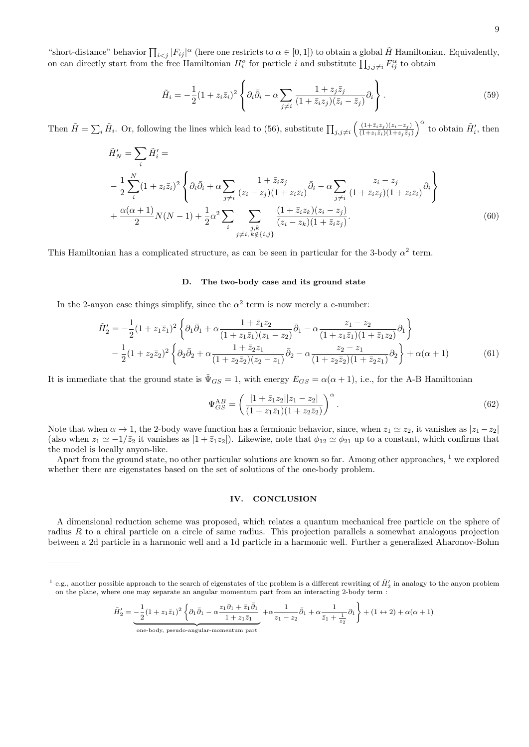"short-distance" behavior $\prod_{i<j} |F_{ij}|^\alpha$ (here one restricts to $\alpha \in [0,1]$) to obtain a global $\tilde{H}$ Hamiltonian. Equivalently, on can directly start from the free Hamiltonian $H_i^o$ for particle $i$ and substitute $\prod_{j,j\neq i} F_{ij}^\alpha$ to obtain

$$\tilde{H}_i = -\frac{1}{2}(1+z_i\bar{z}_i)^2 \left\{ \partial_i\bar{\partial}_i - \alpha \sum_{j\neq i} \frac{1+z_j\bar{z}_j}{(1+\bar{z}_i z_j)(\bar{z}_i - \bar{z}_j)} \partial_i \right\}. \tag{59}$$

Then $\tilde{H} = \sum_i \tilde{H}_i$. Or, following the lines which lead to (56), substitute $\prod_{j,j\neq i} \left( \frac{(1+\bar{z}_i z_j)(z_i - z_j)}{(1+z_i\bar{z}_i)(1+z_j\bar{z}_j)} \right)^\alpha$ to obtain $\tilde{H}'_i$, then

$$\begin{aligned}
\tilde{H}'_N = \sum_i \tilde{H}'_i = \\
-\frac{1}{2}\sum_i^N (1+z_i\bar{z}_i)^2 &\left\{ \partial_i\bar{\partial}_i + \alpha \sum_{j\neq i} \frac{1+\bar{z}_i z_j}{(z_i - z_j)(1+z_i\bar{z}_i)} \bar{\partial}_i - \alpha \sum_{j\neq i} \frac{z_i - z_j}{(1+\bar{z}_i z_j)(1+z_i\bar{z}_i)} \partial_i \right\} \\
+ \frac{\alpha(\alpha+1)}{2} N(N-1) + \frac{1}{2}\alpha^2 \sum_i &\sum_{\substack{j,k \\ j\neq i,\, k\notin\{i,j\}}} \frac{(1+\bar{z}_i z_k)(z_i - z_j)}{(z_i - z_k)(1+\bar{z}_i z_j)}.
\end{aligned} \tag{60}$$

This Hamiltonian has a complicated structure, as can be seen in particular for the 3-body $\alpha^2$ term.

### D. The two-body case and its ground state

In the 2-anyon case things simplify, since the $\alpha^2$ term is now merely a c-number:

$$\begin{aligned}
\tilde{H}'_2 = &-\frac{1}{2}(1+z_1\bar{z}_1)^2 \left\{ \partial_1\bar{\partial}_1 + \alpha \frac{1+\bar{z}_1 z_2}{(1+z_1\bar{z}_1)(z_1 - z_2)} \bar{\partial}_1 - \alpha \frac{z_1 - z_2}{(1+z_1\bar{z}_1)(1+\bar{z}_1 z_2)} \partial_1 \right\} \\
&-\frac{1}{2}(1+z_2\bar{z}_2)^2 \left\{ \partial_2\bar{\partial}_2 + \alpha \frac{1+\bar{z}_2 z_1}{(1+z_2\bar{z}_2)(z_2 - z_1)} \bar{\partial}_2 - \alpha \frac{z_2 - z_1}{(1+z_2\bar{z}_2)(1+\bar{z}_2 z_1)} \partial_2 \right\} + \alpha(\alpha+1)
\end{aligned} \tag{61}$$

It is immediate that the ground state is $\tilde{\Psi}_{GS} = 1$, with energy $E_{GS} = \alpha(\alpha+1)$, i.e., for the A-B Hamiltonian

$$\Psi_{GS}^{\text{AB}} = \left( \frac{|1+\bar{z}_1 z_2||z_1 - z_2|}{(1+z_1\bar{z}_1)(1+z_2\bar{z}_2)} \right)^\alpha. \tag{62}$$

Note that when $\alpha \to 1$, the 2-body wave function has a fermionic behavior, since, when $z_1 \simeq z_2$, it vanishes as $|z_1 - z_2|$ (also when $z_1 \simeq -1/\bar{z}_2$ it vanishes as $|1+\bar{z}_1 z_2|$). Likewise, note that $\phi_{12} \simeq \phi_{21}$ up to a constant, which confirms that the model is locally anyon-like.

Apart from the ground state, no other particular solutions are known so far. Among other approaches, [1] we explored whether there are eigenstates based on the set of solutions of the one-body problem.

## IV. CONCLUSION

A dimensional reduction scheme was proposed, which relates a quantum mechanical free particle on the sphere of radius $R$ to a chiral particle on a circle of same radius. This projection parallels a somewhat analogous projection between a 2d particle in a harmonic well and a 1d particle in a harmonic well. Further a generalized Aharonov-Bohm

---

[1] e.g., another possible approach to the search of eigenstates of the problem is a different rewriting of $\tilde{H}'_2$ in analogy to the anyon problem on the plane, where one may separate an angular momentum part from an interacting 2-body term :

$$\tilde{H}'_2 = \underbrace{-\frac{1}{2}(1+z_1\bar{z}_1)^2 \left\{ \partial_1\bar{\partial}_1 - \alpha \frac{z_1\partial_1 + \bar{z}_1\bar{\partial}_1}{1+z_1\bar{z}_1} \right.}_{\text{one-body, pseudo-angular-momentum part}} \left. + \alpha \frac{1}{z_1 - z_2}\bar{\partial}_1 + \alpha \frac{1}{\bar{z}_1 + \frac{1}{z_2}} \partial_1 \right\} + (1 \leftrightarrow 2) + \alpha(\alpha+1)$$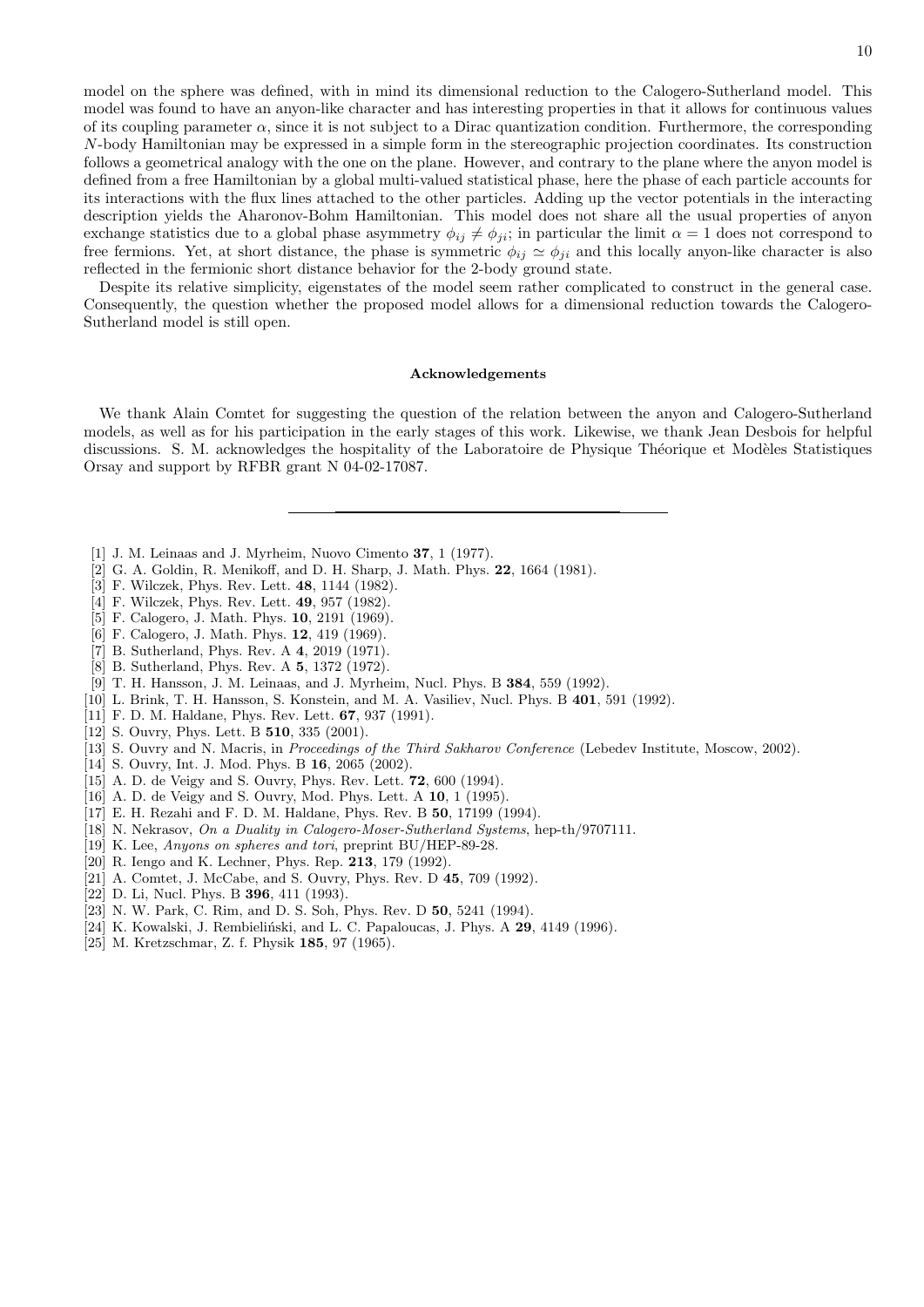model on the sphere was defined, with in mind its dimensional reduction to the Calogero-Sutherland model. This model was found to have an anyon-like character and has interesting properties in that it allows for continuous values of its coupling parameter $\alpha$, since it is not subject to a Dirac quantization condition. Furthermore, the corresponding $N$-body Hamiltonian may be expressed in a simple form in the stereographic projection coordinates. Its construction follows a geometrical analogy with the one on the plane. However, and contrary to the plane where the anyon model is defined from a free Hamiltonian by a global multi-valued statistical phase, here the phase of each particle accounts for its interactions with the flux lines attached to the other particles. Adding up the vector potentials in the interacting description yields the Aharonov-Bohm Hamiltonian. This model does not share all the usual properties of anyon exchange statistics due to a global phase asymmetry $\phi_{ij} \neq \phi_{ji}$; in particular the limit $\alpha = 1$ does not correspond to free fermions. Yet, at short distance, the phase is symmetric $\phi_{ij} \simeq \phi_{ji}$ and this locally anyon-like character is also reflected in the fermionic short distance behavior for the 2-body ground state.

Despite its relative simplicity, eigenstates of the model seem rather complicated to construct in the general case. Consequently, the question whether the proposed model allows for a dimensional reduction towards the Calogero-Sutherland model is still open.

### Acknowledgements

We thank Alain Comtet for suggesting the question of the relation between the anyon and Calogero-Sutherland models, as well as for his participation in the early stages of this work. Likewise, we thank Jean Desbois for helpful discussions. S. M. acknowledges the hospitality of the Laboratoire de Physique Théorique et Modèles Statistiques Orsay and support by RFBR grant N 04-02-17087.

---

[1] J. M. Leinaas and J. Myrheim, Nuovo Cimento **37**, 1 (1977).
[2] G. A. Goldin, R. Menikoff, and D. H. Sharp, J. Math. Phys. **22**, 1664 (1981).
[3] F. Wilczek, Phys. Rev. Lett. **48**, 1144 (1982).
[4] F. Wilczek, Phys. Rev. Lett. **49**, 957 (1982).
[5] F. Calogero, J. Math. Phys. **10**, 2191 (1969).
[6] F. Calogero, J. Math. Phys. **12**, 419 (1969).
[7] B. Sutherland, Phys. Rev. A **4**, 2019 (1971).
[8] B. Sutherland, Phys. Rev. A **5**, 1372 (1972).
[9] T. H. Hansson, J. M. Leinaas, and J. Myrheim, Nucl. Phys. B **384**, 559 (1992).
[10] L. Brink, T. H. Hansson, S. Konstein, and M. A. Vasiliev, Nucl. Phys. B **401**, 591 (1992).
[11] F. D. M. Haldane, Phys. Rev. Lett. **67**, 937 (1991).
[12] S. Ouvry, Phys. Lett. B **510**, 335 (2001).
[13] S. Ouvry and N. Macris, in *Proceedings of the Third Sakharov Conference* (Lebedev Institute, Moscow, 2002).
[14] S. Ouvry, Int. J. Mod. Phys. B **16**, 2065 (2002).
[15] A. D. de Veigy and S. Ouvry, Phys. Rev. Lett. **72**, 600 (1994).
[16] A. D. de Veigy and S. Ouvry, Mod. Phys. Lett. A **10**, 1 (1995).
[17] E. H. Rezahi and F. D. M. Haldane, Phys. Rev. B **50**, 17199 (1994).
[18] N. Nekrasov, *On a Duality in Calogero-Moser-Sutherland Systems*, hep-th/9707111.
[19] K. Lee, *Anyons on spheres and tori*, preprint BU/HEP-89-28.
[20] R. Iengo and K. Lechner, Phys. Rep. **213**, 179 (1992).
[21] A. Comtet, J. McCabe, and S. Ouvry, Phys. Rev. D **45**, 709 (1992).
[22] D. Li, Nucl. Phys. B **396**, 411 (1993).
[23] N. W. Park, C. Rim, and D. S. Soh, Phys. Rev. D **50**, 5241 (1994).
[24] K. Kowalski, J. Rembieliński, and L. C. Papaloucas, J. Phys. A **29**, 4149 (1996).
[25] M. Kretzschmar, Z. f. Physik **185**, 97 (1965).